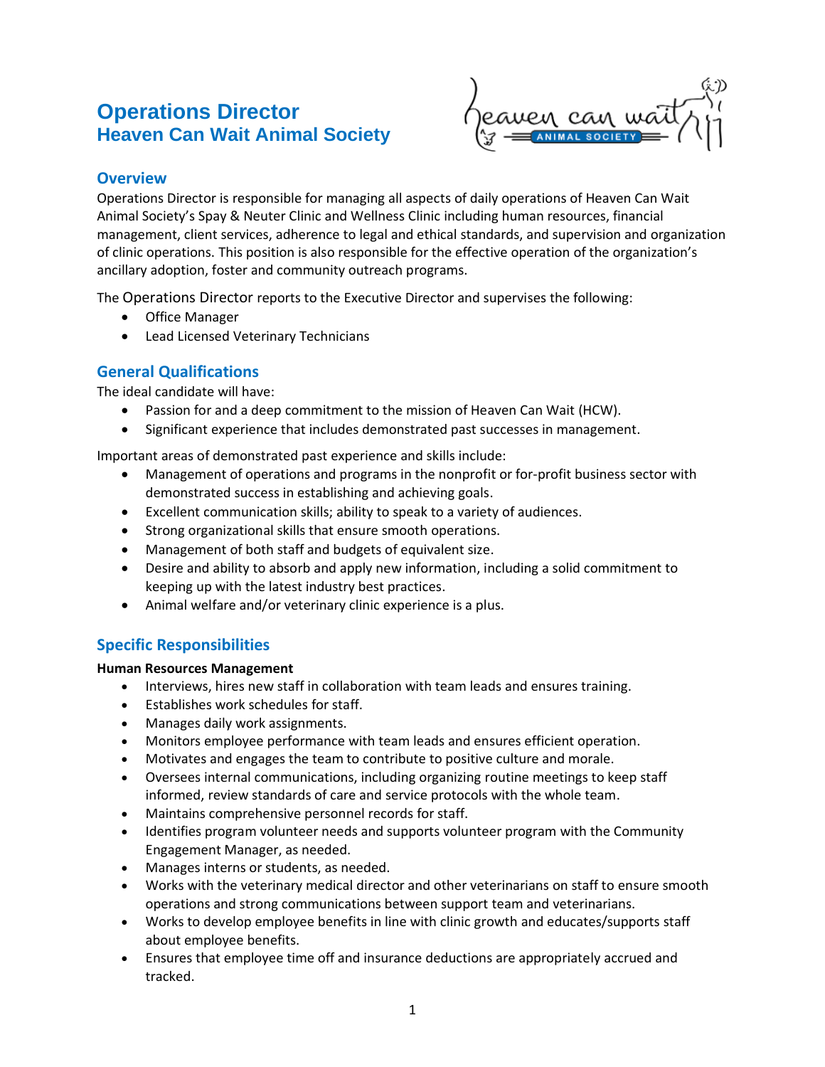# Operations Director
## Heaven Can Wait Animal Society

### Overview

Operations Director is responsible for managing all aspects of daily operations of Heaven Can Wait Animal Society's Spay & Neuter Clinic and Wellness Clinic including human resources, financial management, client services, adherence to legal and ethical standards, and supervision and organization of clinic operations. This position is also responsible for the effective operation of the organization's ancillary adoption, foster and community outreach programs.

The Operations Director reports to the Executive Director and supervises the following:

- Office Manager
- Lead Licensed Veterinary Technicians

### General Qualifications

The ideal candidate will have:

- Passion for and a deep commitment to the mission of Heaven Can Wait (HCW).
- Significant experience that includes demonstrated past successes in management.

Important areas of demonstrated past experience and skills include:

- Management of operations and programs in the nonprofit or for-profit business sector with demonstrated success in establishing and achieving goals.
- Excellent communication skills; ability to speak to a variety of audiences.
- Strong organizational skills that ensure smooth operations.
- Management of both staff and budgets of equivalent size.
- Desire and ability to absorb and apply new information, including a solid commitment to keeping up with the latest industry best practices.
- Animal welfare and/or veterinary clinic experience is a plus.

### Specific Responsibilities

**Human Resources Management**

- Interviews, hires new staff in collaboration with team leads and ensures training.
- Establishes work schedules for staff.
- Manages daily work assignments.
- Monitors employee performance with team leads and ensures efficient operation.
- Motivates and engages the team to contribute to positive culture and morale.
- Oversees internal communications, including organizing routine meetings to keep staff informed, review standards of care and service protocols with the whole team.
- Maintains comprehensive personnel records for staff.
- Identifies program volunteer needs and supports volunteer program with the Community Engagement Manager, as needed.
- Manages interns or students, as needed.
- Works with the veterinary medical director and other veterinarians on staff to ensure smooth operations and strong communications between support team and veterinarians.
- Works to develop employee benefits in line with clinic growth and educates/supports staff about employee benefits.
- Ensures that employee time off and insurance deductions are appropriately accrued and tracked.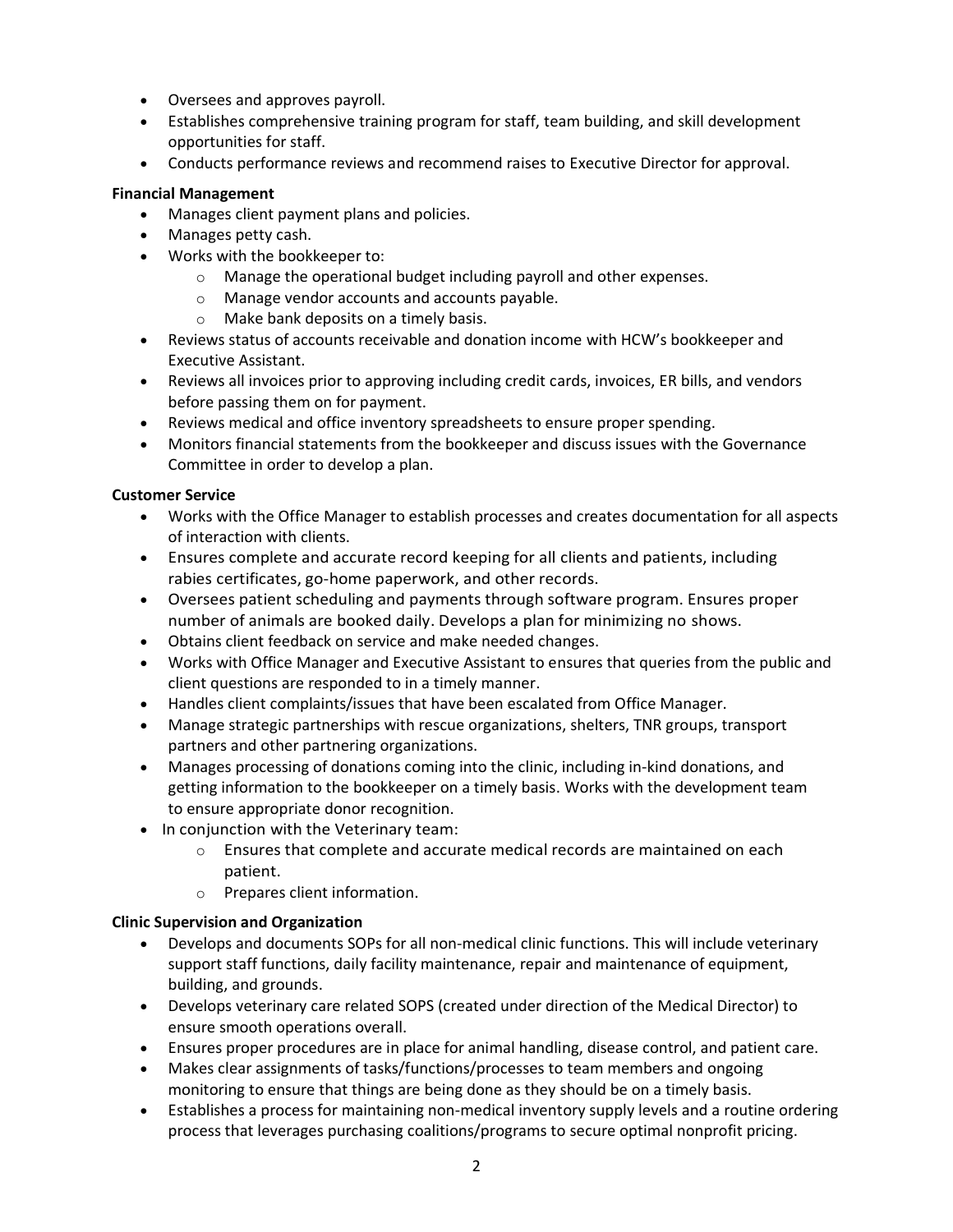- Oversees and approves payroll.
- Establishes comprehensive training program for staff, team building, and skill development opportunities for staff.
- Conducts performance reviews and recommend raises to Executive Director for approval.

**Financial Management**

- Manages client payment plans and policies.
- Manages petty cash.
- Works with the bookkeeper to:
  - Manage the operational budget including payroll and other expenses.
  - Manage vendor accounts and accounts payable.
  - Make bank deposits on a timely basis.
- Reviews status of accounts receivable and donation income with HCW's bookkeeper and Executive Assistant.
- Reviews all invoices prior to approving including credit cards, invoices, ER bills, and vendors before passing them on for payment.
- Reviews medical and office inventory spreadsheets to ensure proper spending.
- Monitors financial statements from the bookkeeper and discuss issues with the Governance Committee in order to develop a plan.

**Customer Service**

- Works with the Office Manager to establish processes and creates documentation for all aspects of interaction with clients.
- Ensures complete and accurate record keeping for all clients and patients, including rabies certificates, go-home paperwork, and other records.
- Oversees patient scheduling and payments through software program. Ensures proper number of animals are booked daily. Develops a plan for minimizing no shows.
- Obtains client feedback on service and make needed changes.
- Works with Office Manager and Executive Assistant to ensures that queries from the public and client questions are responded to in a timely manner.
- Handles client complaints/issues that have been escalated from Office Manager.
- Manage strategic partnerships with rescue organizations, shelters, TNR groups, transport partners and other partnering organizations.
- Manages processing of donations coming into the clinic, including in-kind donations, and getting information to the bookkeeper on a timely basis. Works with the development team to ensure appropriate donor recognition.
- In conjunction with the Veterinary team:
  - Ensures that complete and accurate medical records are maintained on each patient.
  - Prepares client information.

**Clinic Supervision and Organization**

- Develops and documents SOPs for all non-medical clinic functions. This will include veterinary support staff functions, daily facility maintenance, repair and maintenance of equipment, building, and grounds.
- Develops veterinary care related SOPS (created under direction of the Medical Director) to ensure smooth operations overall.
- Ensures proper procedures are in place for animal handling, disease control, and patient care.
- Makes clear assignments of tasks/functions/processes to team members and ongoing monitoring to ensure that things are being done as they should be on a timely basis.
- Establishes a process for maintaining non-medical inventory supply levels and a routine ordering process that leverages purchasing coalitions/programs to secure optimal nonprofit pricing.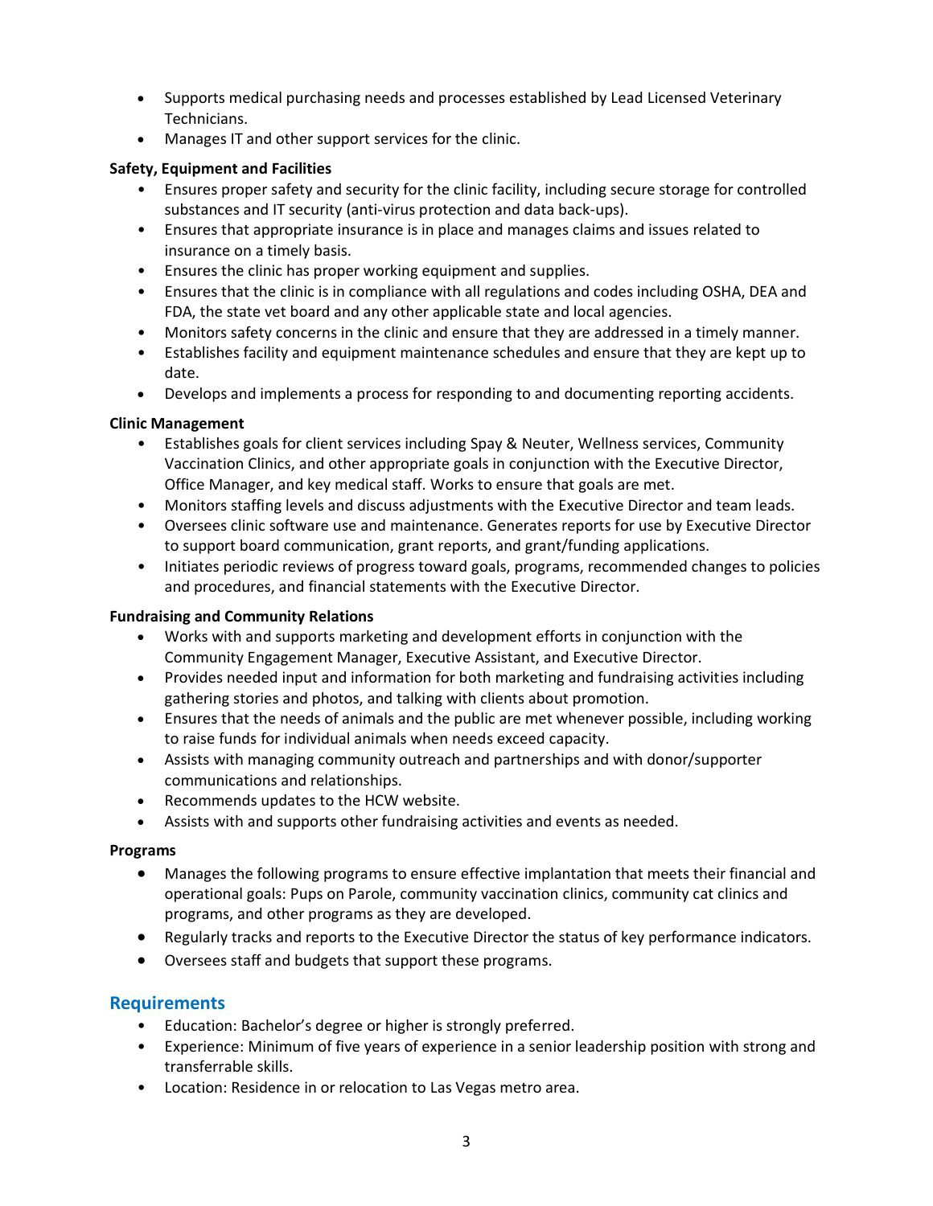- Supports medical purchasing needs and processes established by Lead Licensed Veterinary Technicians.
- Manages IT and other support services for the clinic.

**Safety, Equipment and Facilities**

- Ensures proper safety and security for the clinic facility, including secure storage for controlled substances and IT security (anti-virus protection and data back-ups).
- Ensures that appropriate insurance is in place and manages claims and issues related to insurance on a timely basis.
- Ensures the clinic has proper working equipment and supplies.
- Ensures that the clinic is in compliance with all regulations and codes including OSHA, DEA and FDA, the state vet board and any other applicable state and local agencies.
- Monitors safety concerns in the clinic and ensure that they are addressed in a timely manner.
- Establishes facility and equipment maintenance schedules and ensure that they are kept up to date.
- Develops and implements a process for responding to and documenting reporting accidents.

**Clinic Management**

- Establishes goals for client services including Spay & Neuter, Wellness services, Community Vaccination Clinics, and other appropriate goals in conjunction with the Executive Director, Office Manager, and key medical staff. Works to ensure that goals are met.
- Monitors staffing levels and discuss adjustments with the Executive Director and team leads.
- Oversees clinic software use and maintenance. Generates reports for use by Executive Director to support board communication, grant reports, and grant/funding applications.
- Initiates periodic reviews of progress toward goals, programs, recommended changes to policies and procedures, and financial statements with the Executive Director.

**Fundraising and Community Relations**

- Works with and supports marketing and development efforts in conjunction with the Community Engagement Manager, Executive Assistant, and Executive Director.
- Provides needed input and information for both marketing and fundraising activities including gathering stories and photos, and talking with clients about promotion.
- Ensures that the needs of animals and the public are met whenever possible, including working to raise funds for individual animals when needs exceed capacity.
- Assists with managing community outreach and partnerships and with donor/supporter communications and relationships.
- Recommends updates to the HCW website.
- Assists with and supports other fundraising activities and events as needed.

**Programs**

- Manages the following programs to ensure effective implantation that meets their financial and operational goals: Pups on Parole, community vaccination clinics, community cat clinics and programs, and other programs as they are developed.
- Regularly tracks and reports to the Executive Director the status of key performance indicators.
- Oversees staff and budgets that support these programs.

## Requirements

- Education: Bachelor's degree or higher is strongly preferred.
- Experience: Minimum of five years of experience in a senior leadership position with strong and transferrable skills.
- Location: Residence in or relocation to Las Vegas metro area.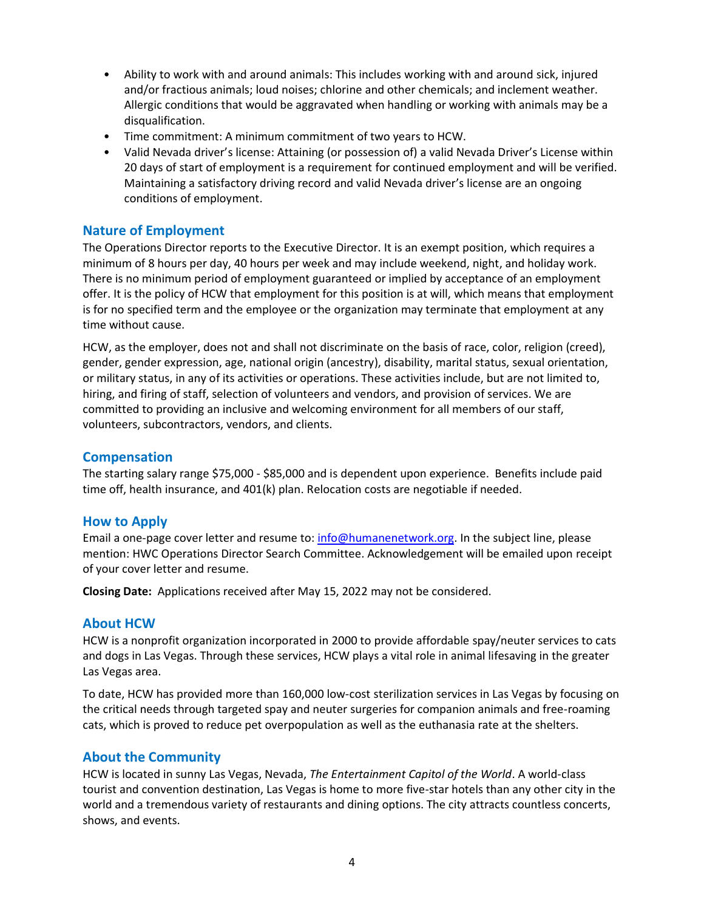- Ability to work with and around animals: This includes working with and around sick, injured and/or fractious animals; loud noises; chlorine and other chemicals; and inclement weather. Allergic conditions that would be aggravated when handling or working with animals may be a disqualification.
- Time commitment: A minimum commitment of two years to HCW.
- Valid Nevada driver's license: Attaining (or possession of) a valid Nevada Driver's License within 20 days of start of employment is a requirement for continued employment and will be verified. Maintaining a satisfactory driving record and valid Nevada driver's license are an ongoing conditions of employment.

## Nature of Employment

The Operations Director reports to the Executive Director. It is an exempt position, which requires a minimum of 8 hours per day, 40 hours per week and may include weekend, night, and holiday work. There is no minimum period of employment guaranteed or implied by acceptance of an employment offer. It is the policy of HCW that employment for this position is at will, which means that employment is for no specified term and the employee or the organization may terminate that employment at any time without cause.

HCW, as the employer, does not and shall not discriminate on the basis of race, color, religion (creed), gender, gender expression, age, national origin (ancestry), disability, marital status, sexual orientation, or military status, in any of its activities or operations. These activities include, but are not limited to, hiring, and firing of staff, selection of volunteers and vendors, and provision of services. We are committed to providing an inclusive and welcoming environment for all members of our staff, volunteers, subcontractors, vendors, and clients.

## Compensation

The starting salary range $75,000 - $85,000 and is dependent upon experience. Benefits include paid time off, health insurance, and 401(k) plan. Relocation costs are negotiable if needed.

## How to Apply

Email a one-page cover letter and resume to: info@humanenetwork.org. In the subject line, please mention: HWC Operations Director Search Committee. Acknowledgement will be emailed upon receipt of your cover letter and resume.

**Closing Date:** Applications received after May 15, 2022 may not be considered.

## About HCW

HCW is a nonprofit organization incorporated in 2000 to provide affordable spay/neuter services to cats and dogs in Las Vegas. Through these services, HCW plays a vital role in animal lifesaving in the greater Las Vegas area.

To date, HCW has provided more than 160,000 low-cost sterilization services in Las Vegas by focusing on the critical needs through targeted spay and neuter surgeries for companion animals and free-roaming cats, which is proved to reduce pet overpopulation as well as the euthanasia rate at the shelters.

## About the Community

HCW is located in sunny Las Vegas, Nevada, *The Entertainment Capitol of the World*. A world-class tourist and convention destination, Las Vegas is home to more five-star hotels than any other city in the world and a tremendous variety of restaurants and dining options. The city attracts countless concerts, shows, and events.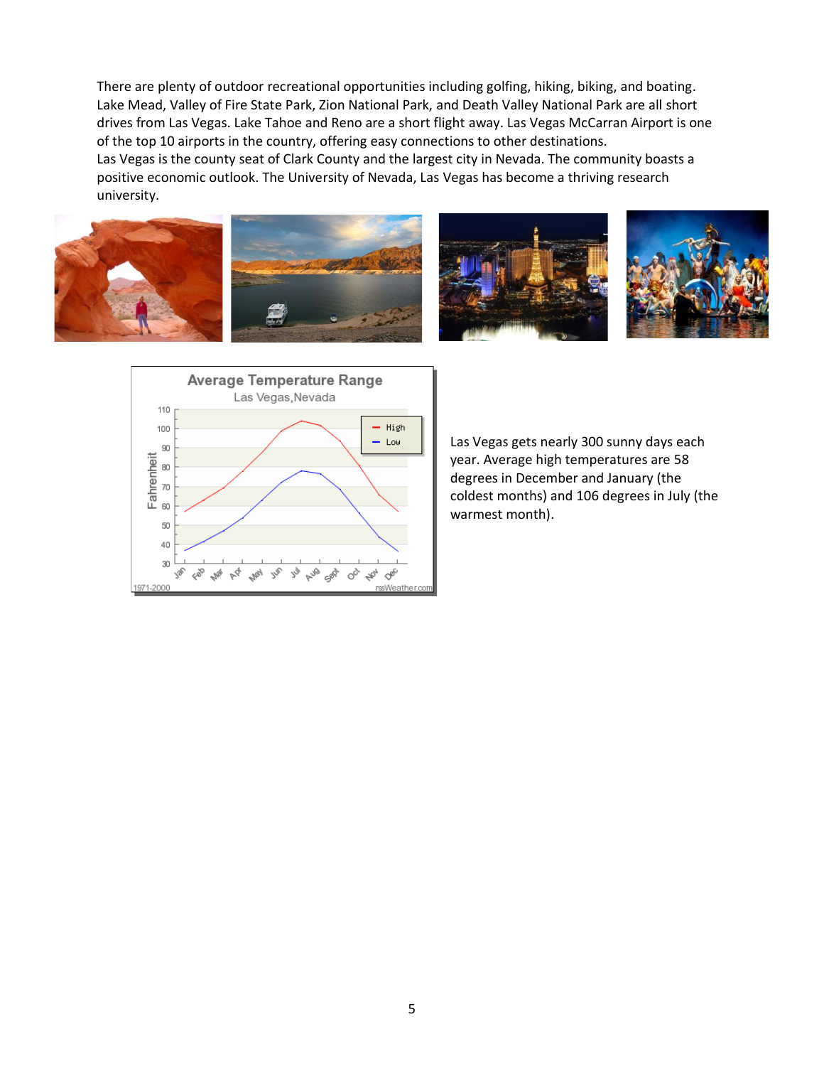There are plenty of outdoor recreational opportunities including golfing, hiking, biking, and boating. Lake Mead, Valley of Fire State Park, Zion National Park, and Death Valley National Park are all short drives from Las Vegas. Lake Tahoe and Reno are a short flight away. Las Vegas McCarran Airport is one of the top 10 airports in the country, offering easy connections to other destinations.
Las Vegas is the county seat of Clark County and the largest city in Nevada. The community boasts a positive economic outlook. The University of Nevada, Las Vegas has become a thriving research university.

Average Temperature Range
Las Vegas,Nevada

Fahrenheit
110
100
90
80
70
60
50
40
30

Jan Feb Mar Apr May Jun Jul Aug Sept Oct Nov Dec

High
Low

1971-2000
rssWeather.com

Las Vegas gets nearly 300 sunny days each year. Average high temperatures are 58 degrees in December and January (the coldest months) and 106 degrees in July (the warmest month).